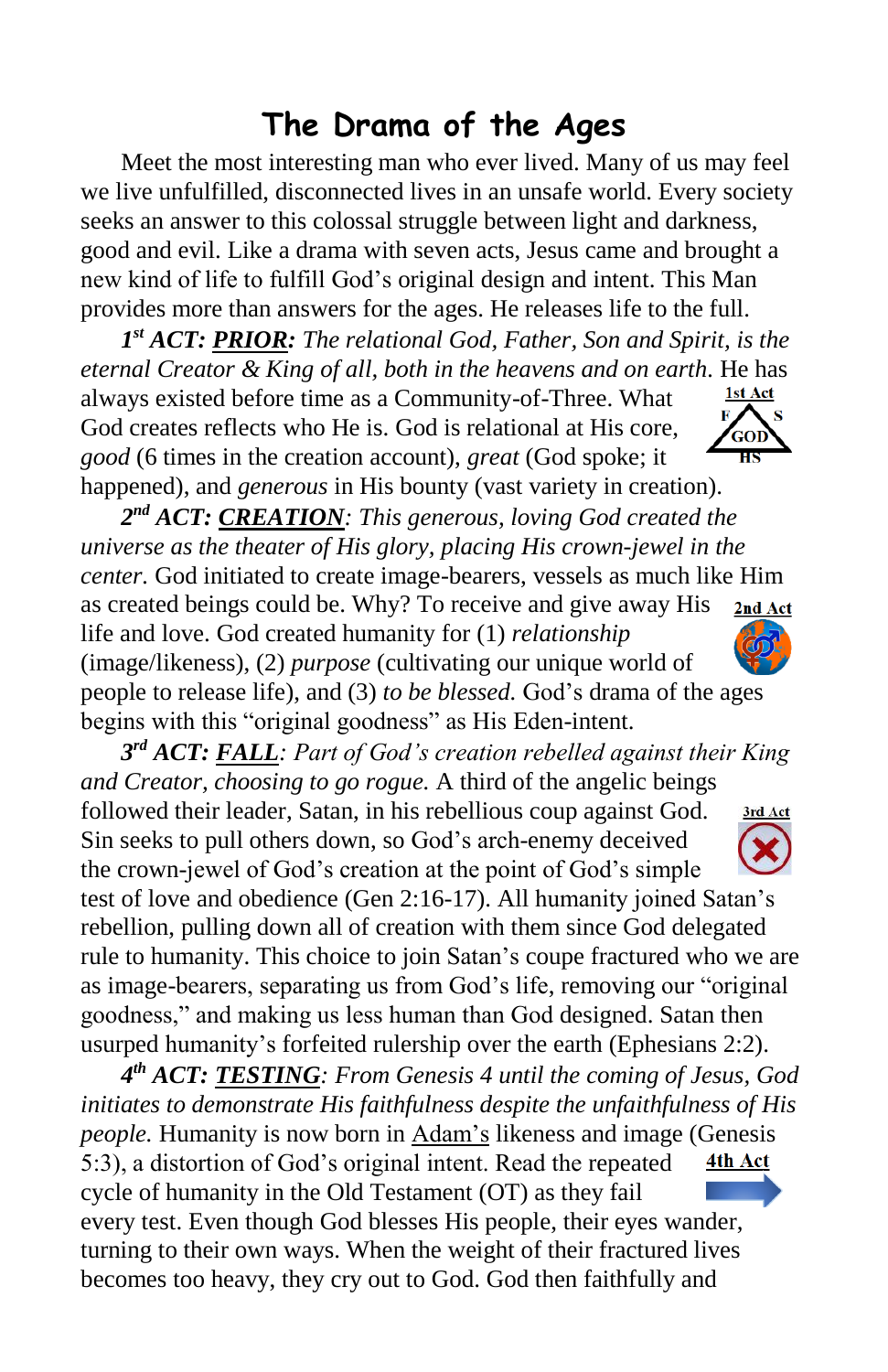# The Drama of the Ages

Meet the most interesting man who ever lived. Many of us may feel we live unfulfilled, disconnected lives in an unsafe world. Every society seeks an answer to this colossal struggle between light and darkness, good and evil. Like a drama with seven acts, Jesus came and brought a new kind of life to fulfill God's original design and intent. This Man provides more than answers for the ages. He releases life to the full.

***1st ACT: PRIOR:** The relational God, Father, Son and Spirit, is the eternal Creator & King of all, both in the heavens and on earth.* He has always existed before time as a Community-of-Three. What God creates reflects who He is. God is relational at His core, *good* (6 times in the creation account), *great* (God spoke; it happened), and *generous* in His bounty (vast variety in creation).

***2nd ACT: CREATION**: This generous, loving God created the universe as the theater of His glory, placing His crown-jewel in the center.* God initiated to create image-bearers, vessels as much like Him as created beings could be. Why? To receive and give away His life and love. God created humanity for (1) *relationship* (image/likeness), (2) *purpose* (cultivating our unique world of people to release life), and (3) *to be blessed.* God's drama of the ages begins with this "original goodness" as His Eden-intent.

***3rd ACT: FALL**: Part of God's creation rebelled against their King and Creator, choosing to go rogue.* A third of the angelic beings followed their leader, Satan, in his rebellious coup against God. Sin seeks to pull others down, so God's arch-enemy deceived the crown-jewel of God's creation at the point of God's simple test of love and obedience (Gen 2:16-17). All humanity joined Satan's rebellion, pulling down all of creation with them since God delegated rule to humanity. This choice to join Satan's coupe fractured who we are as image-bearers, separating us from God's life, removing our "original goodness," and making us less human than God designed. Satan then usurped humanity's forfeited rulership over the earth (Ephesians 2:2).

***4th ACT: TESTING**: From Genesis 4 until the coming of Jesus, God initiates to demonstrate His faithfulness despite the unfaithfulness of His people.* Humanity is now born in Adam's likeness and image (Genesis 5:3), a distortion of God's original intent. Read the repeated cycle of humanity in the Old Testament (OT) as they fail every test. Even though God blesses His people, their eyes wander, turning to their own ways. When the weight of their fractured lives becomes too heavy, they cry out to God. God then faithfully and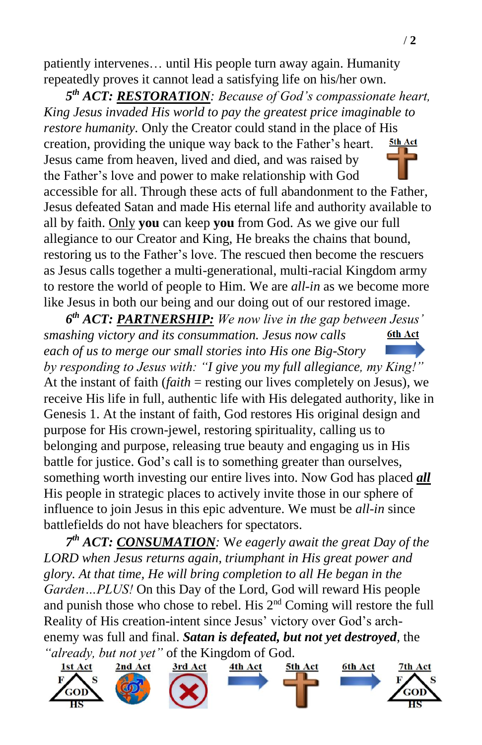patiently intervenes… until His people turn away again. Humanity repeatedly proves it cannot lead a satisfying life on his/her own.

**5th ACT: <u>RESTORATION</u>**: *Because of God's compassionate heart, King Jesus invaded His world to pay the greatest price imaginable to restore humanity.* Only the Creator could stand in the place of His creation, providing the unique way back to the Father's heart. Jesus came from heaven, lived and died, and was raised by the Father's love and power to make relationship with God accessible for all. Through these acts of full abandonment to the Father, Jesus defeated Satan and made His eternal life and authority available to all by faith. <u>Only</u> **you** can keep **you** from God. As we give our full allegiance to our Creator and King, He breaks the chains that bound, restoring us to the Father's love. The rescued then become the rescuers as Jesus calls together a multi-generational, multi-racial Kingdom army to restore the world of people to Him. We are *all-in* as we become more like Jesus in both our being and our doing out of our restored image.

5th Act

**6th ACT: <u>PARTNERSHIP:</u>** *We now live in the gap between Jesus' smashing victory and its consummation. Jesus now calls each of us to merge our small stories into His one Big-Story by responding to Jesus with: "I give you my full allegiance, my King!"* At the instant of faith (*faith* = resting our lives completely on Jesus), we receive His life in full, authentic life with His delegated authority, like in Genesis 1. At the instant of faith, God restores His original design and purpose for His crown-jewel, restoring spirituality, calling us to belonging and purpose, releasing true beauty and engaging us in His battle for justice. God's call is to something greater than ourselves, something worth investing our entire lives into. Now God has placed ***<u>all</u>*** His people in strategic places to actively invite those in our sphere of influence to join Jesus in this epic adventure. We must be *all-in* since battlefields do not have bleachers for spectators.

6th Act

**7th ACT: <u>CONSUMATION</u>**: *We eagerly await the great Day of the LORD when Jesus returns again, triumphant in His great power and glory. At that time, He will bring completion to all He began in the Garden…PLUS!* On this Day of the Lord, God will reward His people and punish those who chose to rebel. His 2nd Coming will restore the full Reality of His creation-intent since Jesus' victory over God's arch-enemy was full and final. ***Satan is defeated, but not yet destroyed***, the *"already, but not yet"* of the Kingdom of God.

| 1st Act | 2nd Act | 3rd Act | 4th Act | 5th Act | 6th Act | 7th Act |
|---|---|---|---|---|---|---|
| F S GOD HS | | | | | | F S GOD HS |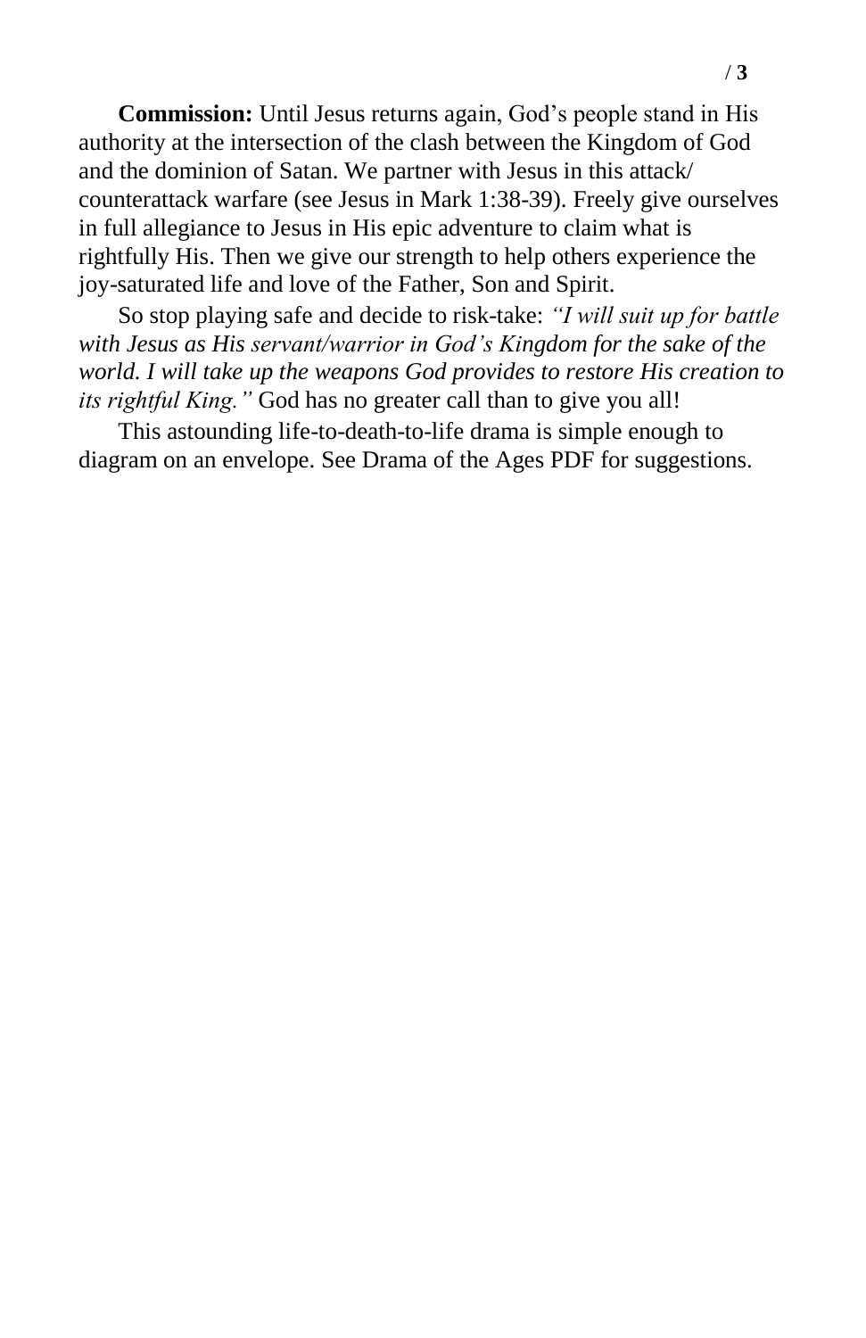**Commission:** Until Jesus returns again, God's people stand in His authority at the intersection of the clash between the Kingdom of God and the dominion of Satan. We partner with Jesus in this attack/ counterattack warfare (see Jesus in Mark 1:38-39). Freely give ourselves in full allegiance to Jesus in His epic adventure to claim what is rightfully His. Then we give our strength to help others experience the joy-saturated life and love of the Father, Son and Spirit.

So stop playing safe and decide to risk-take: *"I will suit up for battle with Jesus as His servant/warrior in God's Kingdom for the sake of the world. I will take up the weapons God provides to restore His creation to its rightful King."* God has no greater call than to give you all!

This astounding life-to-death-to-life drama is simple enough to diagram on an envelope. See Drama of the Ages PDF for suggestions.